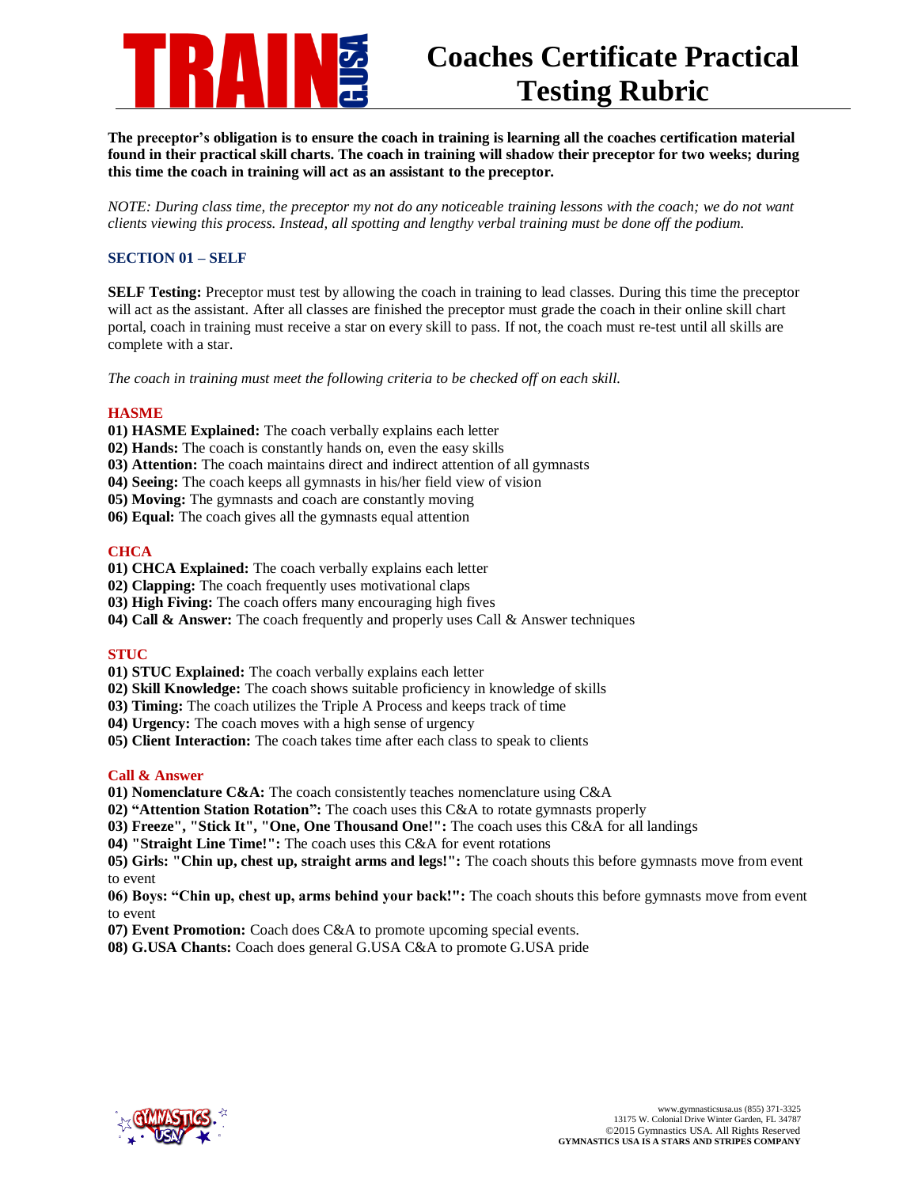# Coaches Certificate Practical Testing Rubric

**The preceptor's obligation is to ensure the coach in training is learning all the coaches certification material found in their practical skill charts. The coach in training will shadow their preceptor for two weeks; during this time the coach in training will act as an assistant to the preceptor.**

*NOTE: During class time, the preceptor my not do any noticeable training lessons with the coach; we do not want clients viewing this process. Instead, all spotting and lengthy verbal training must be done off the podium.*

## SECTION 01 – SELF

**SELF Testing:** Preceptor must test by allowing the coach in training to lead classes. During this time the preceptor will act as the assistant. After all classes are finished the preceptor must grade the coach in their online skill chart portal, coach in training must receive a star on every skill to pass. If not, the coach must re-test until all skills are complete with a star.

*The coach in training must meet the following criteria to be checked off on each skill.*

### HASME

**01) HASME Explained:** The coach verbally explains each letter
**02) Hands:** The coach is constantly hands on, even the easy skills
**03) Attention:** The coach maintains direct and indirect attention of all gymnasts
**04) Seeing:** The coach keeps all gymnasts in his/her field view of vision
**05) Moving:** The gymnasts and coach are constantly moving
**06) Equal:** The coach gives all the gymnasts equal attention

### CHCA

**01) CHCA Explained:** The coach verbally explains each letter
**02) Clapping:** The coach frequently uses motivational claps
**03) High Fiving:** The coach offers many encouraging high fives
**04) Call & Answer:** The coach frequently and properly uses Call & Answer techniques

### STUC

**01) STUC Explained:** The coach verbally explains each letter
**02) Skill Knowledge:** The coach shows suitable proficiency in knowledge of skills
**03) Timing:** The coach utilizes the Triple A Process and keeps track of time
**04) Urgency:** The coach moves with a high sense of urgency
**05) Client Interaction:** The coach takes time after each class to speak to clients

### Call & Answer

**01) Nomenclature C&A:** The coach consistently teaches nomenclature using C&A
**02) "Attention Station Rotation":** The coach uses this C&A to rotate gymnasts properly
**03) Freeze", "Stick It", "One, One Thousand One!":** The coach uses this C&A for all landings
**04) "Straight Line Time!":** The coach uses this C&A for event rotations
**05) Girls: "Chin up, chest up, straight arms and legs!":** The coach shouts this before gymnasts move from event to event
**06) Boys: "Chin up, chest up, arms behind your back!":** The coach shouts this before gymnasts move from event to event
**07) Event Promotion:** Coach does C&A to promote upcoming special events.
**08) G.USA Chants:** Coach does general G.USA C&A to promote G.USA pride

www.gymnasticsusa.us (855) 371-3325
13175 W. Colonial Drive Winter Garden, FL 34787
©2015 Gymnastics USA. All Rights Reserved
**GYMNASTICS USA IS A STARS AND STRIPES COMPANY**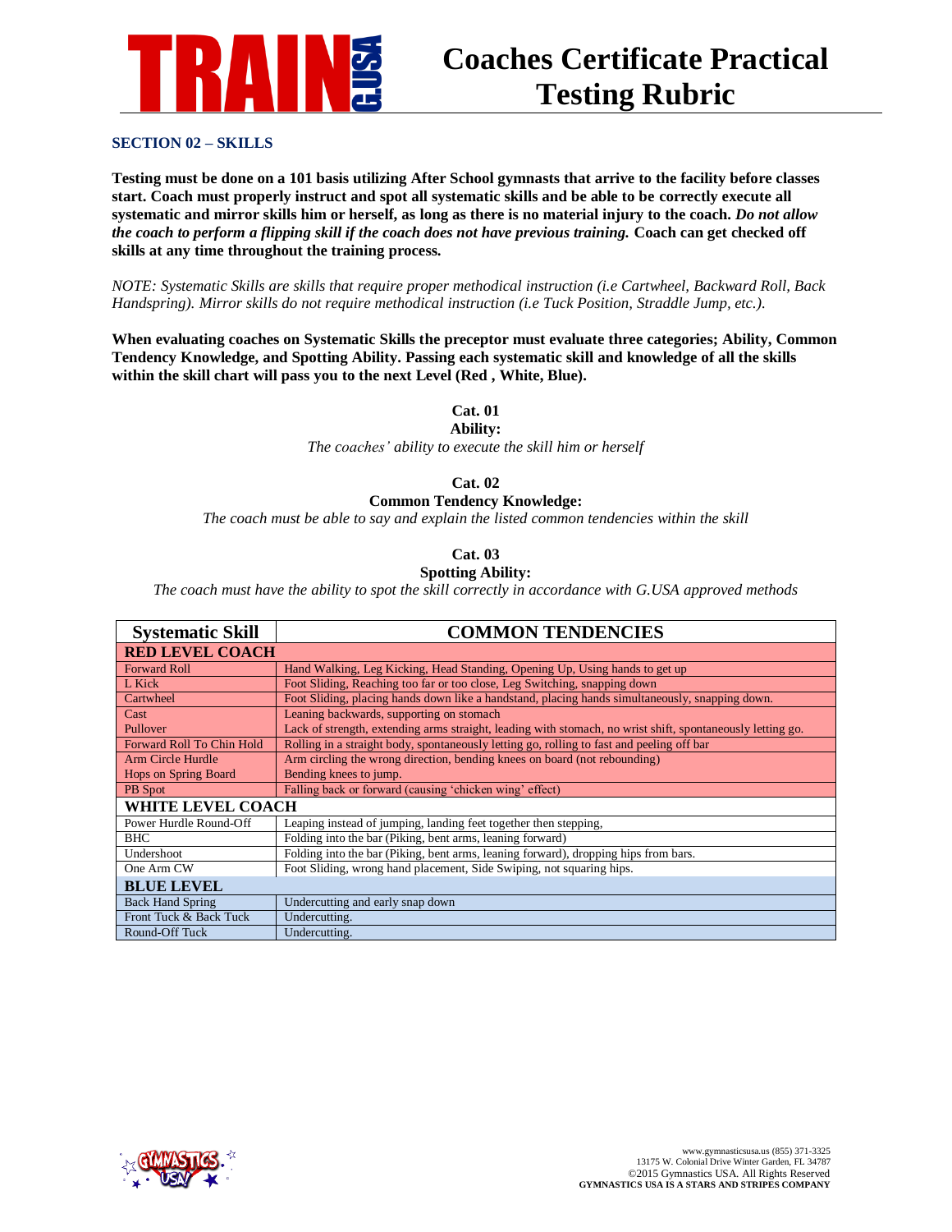# Coaches Certificate Practical Testing Rubric

## SECTION 02 – SKILLS

**Testing must be done on a 101 basis utilizing After School gymnasts that arrive to the facility before classes start. Coach must properly instruct and spot all systematic skills and be able to be correctly execute all systematic and mirror skills him or herself, as long as there is no material injury to the coach. *Do not allow the coach to perform a flipping skill if the coach does not have previous training.* Coach can get checked off skills at any time throughout the training process.**

*NOTE: Systematic Skills are skills that require proper methodical instruction (i.e Cartwheel, Backward Roll, Back Handspring). Mirror skills do not require methodical instruction (i.e Tuck Position, Straddle Jump, etc.).*

**When evaluating coaches on Systematic Skills the preceptor must evaluate three categories; Ability, Common Tendency Knowledge, and Spotting Ability. Passing each systematic skill and knowledge of all the skills within the skill chart will pass you to the next Level (Red , White, Blue).**

**Cat. 01**
**Ability:**
*The coaches' ability to execute the skill him or herself*

**Cat. 02**
**Common Tendency Knowledge:**
*The coach must be able to say and explain the listed common tendencies within the skill*

**Cat. 03**
**Spotting Ability:**
*The coach must have the ability to spot the skill correctly in accordance with G.USA approved methods*

| Systematic Skill | COMMON TENDENCIES |
|---|---|
| **RED LEVEL COACH** | |
| Forward Roll | Hand Walking, Leg Kicking, Head Standing, Opening Up, Using hands to get up |
| L Kick | Foot Sliding, Reaching too far or too close, Leg Switching, snapping down |
| Cartwheel | Foot Sliding, placing hands down like a handstand, placing hands simultaneously, snapping down. |
| Cast | Leaning backwards, supporting on stomach |
| Pullover | Lack of strength, extending arms straight, leading with stomach, no wrist shift, spontaneously letting go. |
| Forward Roll To Chin Hold | Rolling in a straight body, spontaneously letting go, rolling to fast and peeling off bar |
| Arm Circle Hurdle | Arm circling the wrong direction, bending knees on board (not rebounding) |
| Hops on Spring Board | Bending knees to jump. |
| PB Spot | Falling back or forward (causing 'chicken wing' effect) |
| **WHITE LEVEL COACH** | |
| Power Hurdle Round-Off | Leaping instead of jumping, landing feet together then stepping, |
| BHC | Folding into the bar (Piking, bent arms, leaning forward) |
| Undershoot | Folding into the bar (Piking, bent arms, leaning forward), dropping hips from bars. |
| One Arm CW | Foot Sliding, wrong hand placement, Side Swiping, not squaring hips. |
| **BLUE LEVEL** | |
| Back Hand Spring | Undercutting and early snap down |
| Front Tuck & Back Tuck | Undercutting. |
| Round-Off Tuck | Undercutting. |

www.gymnasticsusa.us (855) 371-3325
13175 W. Colonial Drive Winter Garden, FL 34787
©2015 Gymnastics USA. All Rights Reserved
GYMNASTICS USA IS A STARS AND STRIPES COMPANY